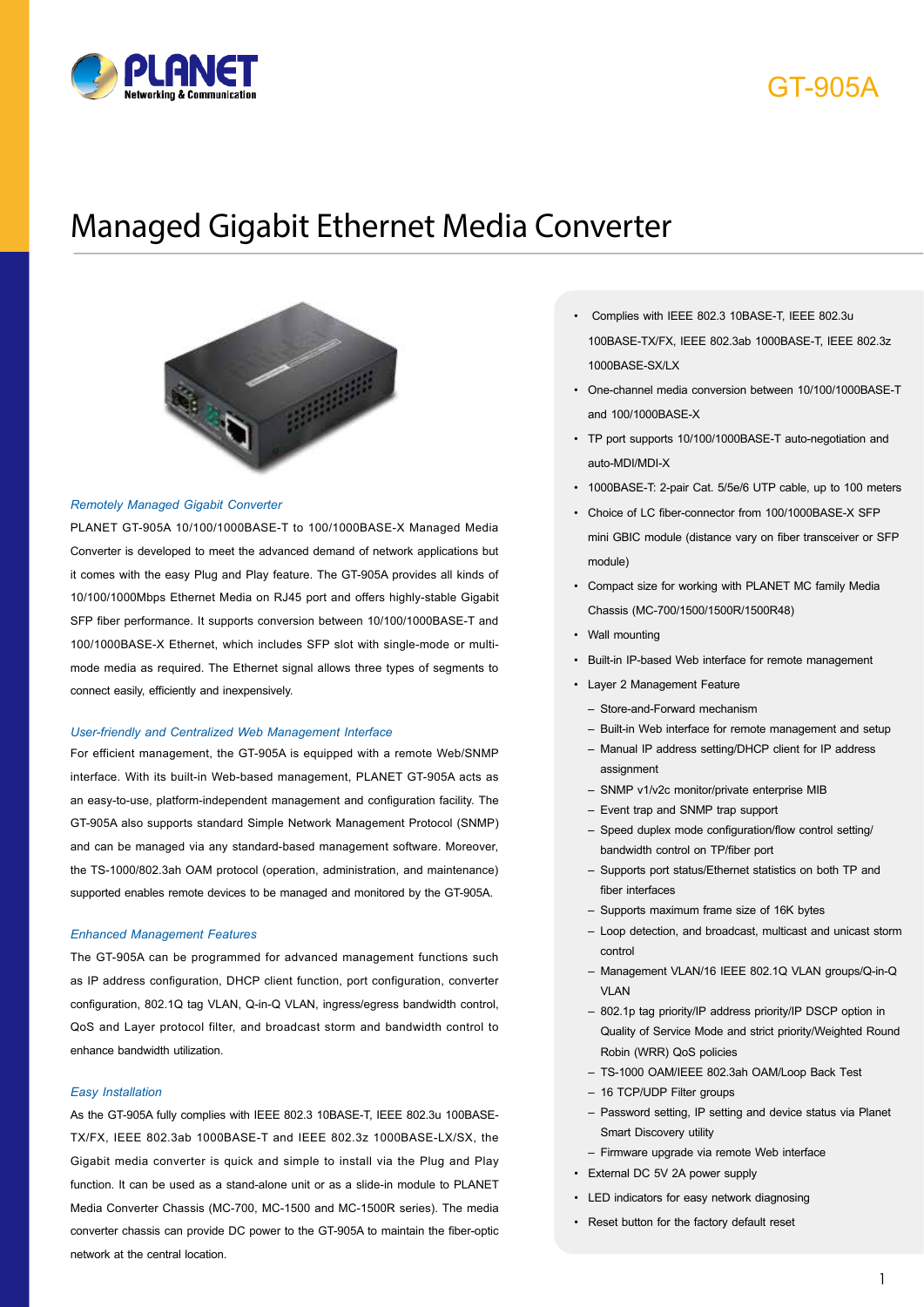# GT-905A

# Managed Gigabit Ethernet Media Converter

### *Remotely Managed Gigabit Converter*

PLANET GT-905A 10/100/1000BASE-T to 100/1000BASE-X Managed Media Converter is developed to meet the advanced demand of network applications but it comes with the easy Plug and Play feature. The GT-905A provides all kinds of 10/100/1000Mbps Ethernet Media on RJ45 port and offers highly-stable Gigabit SFP fiber performance. It supports conversion between 10/100/1000BASE-T and 100/1000BASE-X Ethernet, which includes SFP slot with single-mode or multi-mode media as required. The Ethernet signal allows three types of segments to connect easily, efficiently and inexpensively.

### *User-friendly and Centralized Web Management Interface*

For efficient management, the GT-905A is equipped with a remote Web/SNMP interface. With its built-in Web-based management, PLANET GT-905A acts as an easy-to-use, platform-independent management and configuration facility. The GT-905A also supports standard Simple Network Management Protocol (SNMP) and can be managed via any standard-based management software. Moreover, the TS-1000/802.3ah OAM protocol (operation, administration, and maintenance) supported enables remote devices to be managed and monitored by the GT-905A.

### *Enhanced Management Features*

The GT-905A can be programmed for advanced management functions such as IP address configuration, DHCP client function, port configuration, converter configuration, 802.1Q tag VLAN, Q-in-Q VLAN, ingress/egress bandwidth control, QoS and Layer protocol filter, and broadcast storm and bandwidth control to enhance bandwidth utilization.

### *Easy Installation*

As the GT-905A fully complies with IEEE 802.3 10BASE-T, IEEE 802.3u 100BASE-TX/FX, IEEE 802.3ab 1000BASE-T and IEEE 802.3z 1000BASE-LX/SX, the Gigabit media converter is quick and simple to install via the Plug and Play function. It can be used as a stand-alone unit or as a slide-in module to PLANET Media Converter Chassis (MC-700, MC-1500 and MC-1500R series). The media converter chassis can provide DC power to the GT-905A to maintain the fiber-optic network at the central location.

- Complies with IEEE 802.3 10BASE-T, IEEE 802.3u 100BASE-TX/FX, IEEE 802.3ab 1000BASE-T, IEEE 802.3z 1000BASE-SX/LX
- One-channel media conversion between 10/100/1000BASE-T and 100/1000BASE-X
- TP port supports 10/100/1000BASE-T auto-negotiation and auto-MDI/MDI-X
- 1000BASE-T: 2-pair Cat. 5/5e/6 UTP cable, up to 100 meters
- Choice of LC fiber-connector from 100/1000BASE-X SFP mini GBIC module (distance vary on fiber transceiver or SFP module)
- Compact size for working with PLANET MC family Media Chassis (MC-700/1500/1500R/1500R48)
- Wall mounting
- Built-in IP-based Web interface for remote management
- Layer 2 Management Feature
  - Store-and-Forward mechanism
  - Built-in Web interface for remote management and setup
  - Manual IP address setting/DHCP client for IP address assignment
  - SNMP v1/v2c monitor/private enterprise MIB
  - Event trap and SNMP trap support
  - Speed duplex mode configuration/flow control setting/ bandwidth control on TP/fiber port
  - Supports port status/Ethernet statistics on both TP and fiber interfaces
  - Supports maximum frame size of 16K bytes
  - Loop detection, and broadcast, multicast and unicast storm control
  - Management VLAN/16 IEEE 802.1Q VLAN groups/Q-in-Q VLAN
  - 802.1p tag priority/IP address priority/IP DSCP option in Quality of Service Mode and strict priority/Weighted Round Robin (WRR) QoS policies
  - TS-1000 OAM/IEEE 802.3ah OAM/Loop Back Test
  - 16 TCP/UDP Filter groups
  - Password setting, IP setting and device status via Planet Smart Discovery utility
  - Firmware upgrade via remote Web interface
- External DC 5V 2A power supply
- LED indicators for easy network diagnosing
- Reset button for the factory default reset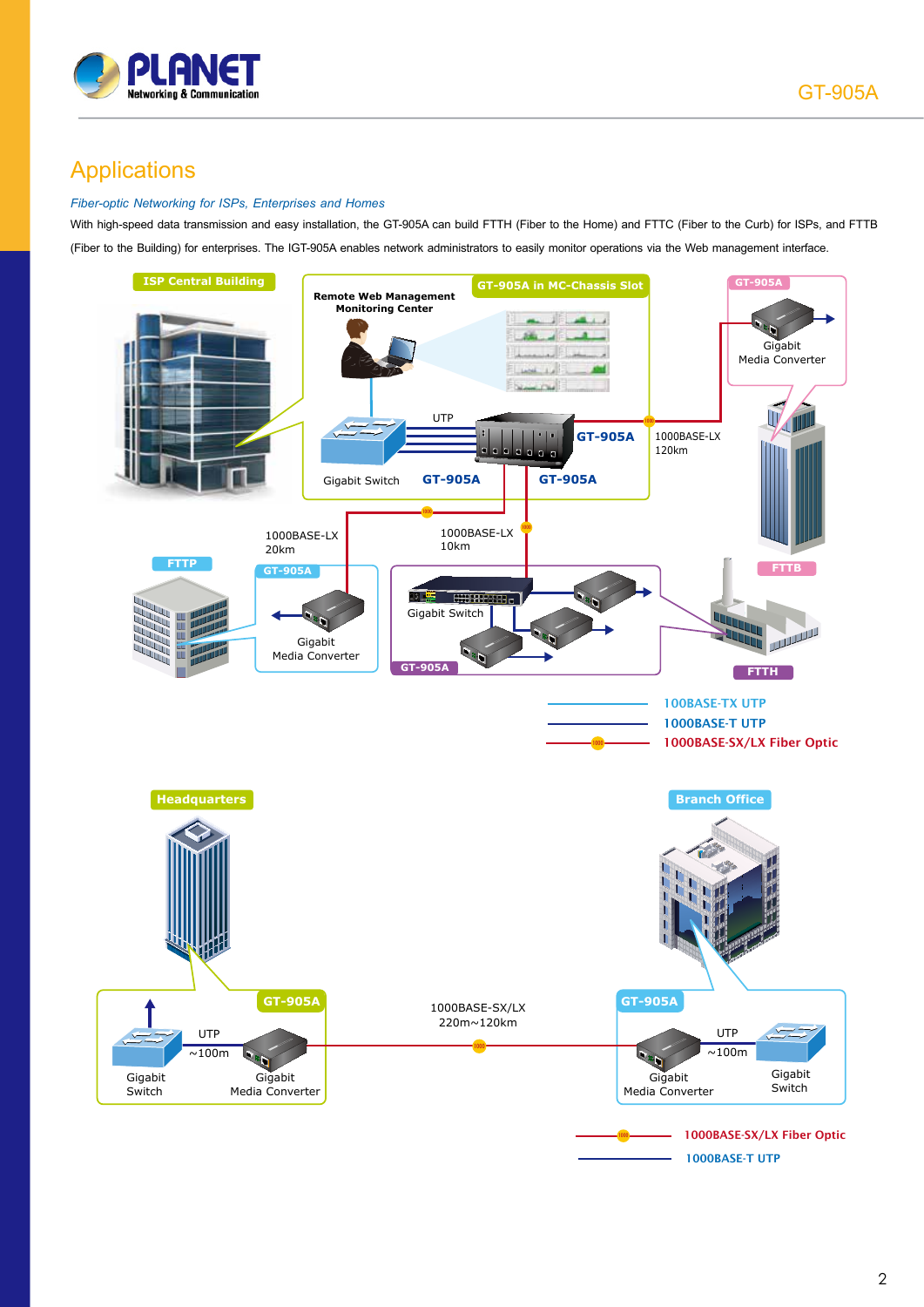## Applications

*Fiber-optic Networking for ISPs, Enterprises and Homes*

With high-speed data transmission and easy installation, the GT-905A can build FTTH (Fiber to the Home) and FTTC (Fiber to the Curb) for ISPs, and FTTB (Fiber to the Building) for enterprises. The IGT-905A enables network administrators to easily monitor operations via the Web management interface.

ISP Central Building

GT-905A in MC-Chassis Slot

Remote Web Management Monitoring Center

UTP

Gigabit Switch

GT-905A

GT-905A

GT-905A

1000BASE-LX 120km

GT-905A

Gigabit Media Converter

FTTB

1000BASE-LX 20km

1000BASE-LX 10km

FTTP

GT-905A

Gigabit Media Converter

Gigabit Switch

GT-905A

FTTH

100BASE-TX UTP

1000BASE-T UTP

1000BASE-SX/LX Fiber Optic

Headquarters

Branch Office

GT-905A

Gigabit Switch

UTP ~100m

Gigabit Media Converter

1000BASE-SX/LX 220m~120km

GT-905A

Gigabit Media Converter

UTP ~100m

Gigabit Switch

1000BASE-SX/LX Fiber Optic

1000BASE-T UTP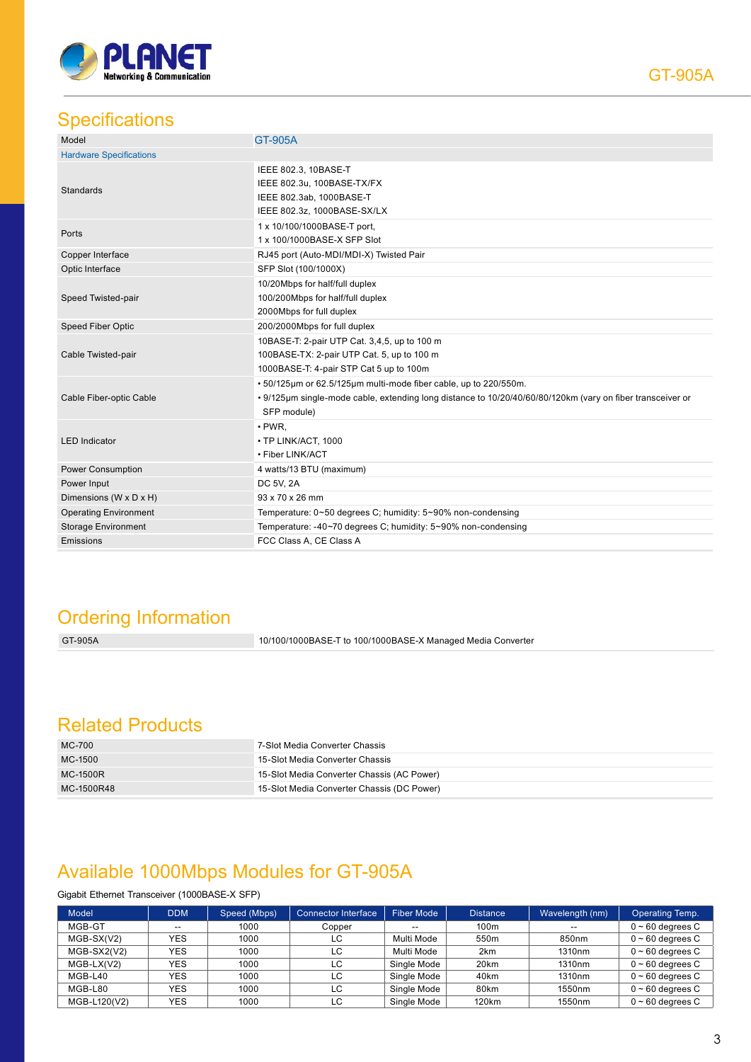## Specifications

| Model | GT-905A |
|---|---|
| Hardware Specifications | |
| Standards | IEEE 802.3, 10BASE-T<br>IEEE 802.3u, 100BASE-TX/FX<br>IEEE 802.3ab, 1000BASE-T<br>IEEE 802.3z, 1000BASE-SX/LX |
| Ports | 1 x 10/100/1000BASE-T port,<br>1 x 100/1000BASE-X SFP Slot |
| Copper Interface | RJ45 port (Auto-MDI/MDI-X) Twisted Pair |
| Optic Interface | SFP Slot (100/1000X) |
| Speed Twisted-pair | 10/20Mbps for half/full duplex<br>100/200Mbps for half/full duplex<br>2000Mbps for full duplex |
| Speed Fiber Optic | 200/2000Mbps for full duplex |
| Cable Twisted-pair | 10BASE-T: 2-pair UTP Cat. 3,4,5, up to 100 m<br>100BASE-TX: 2-pair UTP Cat. 5, up to 100 m<br>1000BASE-T: 4-pair STP Cat 5 up to 100m |
| Cable Fiber-optic Cable | • 50/125μm or 62.5/125μm multi-mode fiber cable, up to 220/550m.<br>• 9/125μm single-mode cable, extending long distance to 10/20/40/60/80/120km (vary on fiber transceiver or SFP module) |
| LED Indicator | • PWR,<br>• TP LINK/ACT, 1000<br>• Fiber LINK/ACT |
| Power Consumption | 4 watts/13 BTU (maximum) |
| Power Input | DC 5V, 2A |
| Dimensions (W x D x H) | 93 x 70 x 26 mm |
| Operating Environment | Temperature: 0~50 degrees C; humidity: 5~90% non-condensing |
| Storage Environment | Temperature: -40~70 degrees C; humidity: 5~90% non-condensing |
| Emissions | FCC Class A, CE Class A |

## Ordering Information

| GT-905A | 10/100/1000BASE-T to 100/1000BASE-X Managed Media Converter |
|---|---|

## Related Products

| MC-700 | 7-Slot Media Converter Chassis |
|---|---|
| MC-1500 | 15-Slot Media Converter Chassis |
| MC-1500R | 15-Slot Media Converter Chassis (AC Power) |
| MC-1500R48 | 15-Slot Media Converter Chassis (DC Power) |

## Available 1000Mbps Modules for GT-905A

Gigabit Ethernet Transceiver (1000BASE-X SFP)

| Model | DDM | Speed (Mbps) | Connector Interface | Fiber Mode | Distance | Wavelength (nm) | Operating Temp. |
|---|---|---|---|---|---|---|---|
| MGB-GT | -- | 1000 | Copper | -- | 100m | -- | 0 ~ 60 degrees C |
| MGB-SX(V2) | YES | 1000 | LC | Multi Mode | 550m | 850nm | 0 ~ 60 degrees C |
| MGB-SX2(V2) | YES | 1000 | LC | Multi Mode | 2km | 1310nm | 0 ~ 60 degrees C |
| MGB-LX(V2) | YES | 1000 | LC | Single Mode | 20km | 1310nm | 0 ~ 60 degrees C |
| MGB-L40 | YES | 1000 | LC | Single Mode | 40km | 1310nm | 0 ~ 60 degrees C |
| MGB-L80 | YES | 1000 | LC | Single Mode | 80km | 1550nm | 0 ~ 60 degrees C |
| MGB-L120(V2) | YES | 1000 | LC | Single Mode | 120km | 1550nm | 0 ~ 60 degrees C |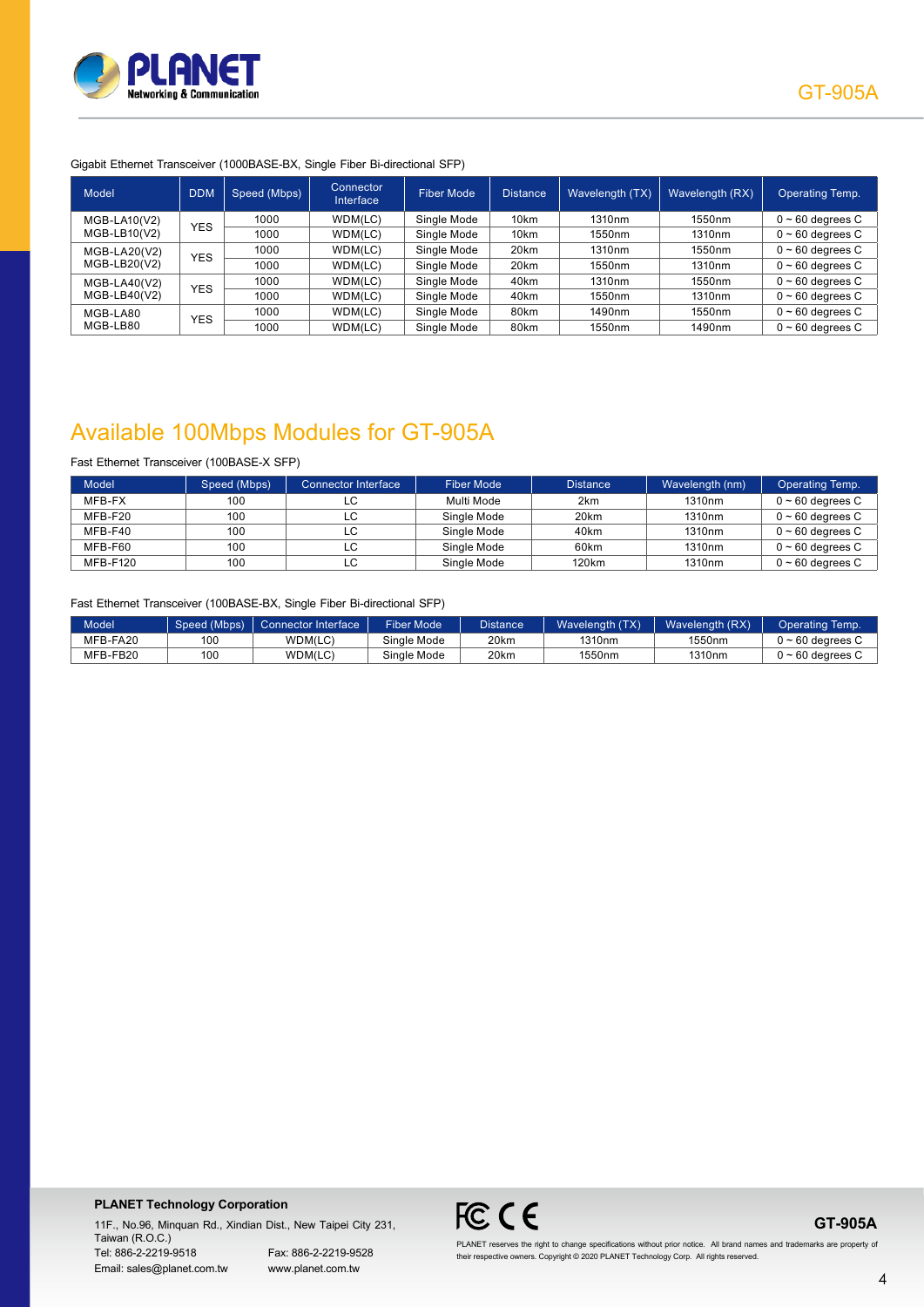Gigabit Ethernet Transceiver (1000BASE-BX, Single Fiber Bi-directional SFP)

| Model | DDM | Speed (Mbps) | Connector Interface | Fiber Mode | Distance | Wavelength (TX) | Wavelength (RX) | Operating Temp. |
|---|---|---|---|---|---|---|---|---|
| MGB-LA10(V2) | YES | 1000 | WDM(LC) | Single Mode | 10km | 1310nm | 1550nm | 0 ~ 60 degrees C |
| MGB-LB10(V2) | | 1000 | WDM(LC) | Single Mode | 10km | 1550nm | 1310nm | 0 ~ 60 degrees C |
| MGB-LA20(V2) | YES | 1000 | WDM(LC) | Single Mode | 20km | 1310nm | 1550nm | 0 ~ 60 degrees C |
| MGB-LB20(V2) | | 1000 | WDM(LC) | Single Mode | 20km | 1550nm | 1310nm | 0 ~ 60 degrees C |
| MGB-LA40(V2) | YES | 1000 | WDM(LC) | Single Mode | 40km | 1310nm | 1550nm | 0 ~ 60 degrees C |
| MGB-LB40(V2) | | 1000 | WDM(LC) | Single Mode | 40km | 1550nm | 1310nm | 0 ~ 60 degrees C |
| MGB-LA80 | YES | 1000 | WDM(LC) | Single Mode | 80km | 1490nm | 1550nm | 0 ~ 60 degrees C |
| MGB-LB80 | | 1000 | WDM(LC) | Single Mode | 80km | 1550nm | 1490nm | 0 ~ 60 degrees C |

## Available 100Mbps Modules for GT-905A

Fast Ethernet Transceiver (100BASE-X SFP)

| Model | Speed (Mbps) | Connector Interface | Fiber Mode | Distance | Wavelength (nm) | Operating Temp. |
|---|---|---|---|---|---|---|
| MFB-FX | 100 | LC | Multi Mode | 2km | 1310nm | 0 ~ 60 degrees C |
| MFB-F20 | 100 | LC | Single Mode | 20km | 1310nm | 0 ~ 60 degrees C |
| MFB-F40 | 100 | LC | Single Mode | 40km | 1310nm | 0 ~ 60 degrees C |
| MFB-F60 | 100 | LC | Single Mode | 60km | 1310nm | 0 ~ 60 degrees C |
| MFB-F120 | 100 | LC | Single Mode | 120km | 1310nm | 0 ~ 60 degrees C |

Fast Ethernet Transceiver (100BASE-BX, Single Fiber Bi-directional SFP)

| Model | Speed (Mbps) | Connector Interface | Fiber Mode | Distance | Wavelength (TX) | Wavelength (RX) | Operating Temp. |
|---|---|---|---|---|---|---|---|
| MFB-FA20 | 100 | WDM(LC) | Single Mode | 20km | 1310nm | 1550nm | 0 ~ 60 degrees C |
| MFB-FB20 | 100 | WDM(LC) | Single Mode | 20km | 1550nm | 1310nm | 0 ~ 60 degrees C |

**PLANET Technology Corporation**

11F., No.96, Minquan Rd., Xindian Dist., New Taipei City 231, Taiwan (R.O.C.)
Tel: 886-2-2219-9518 Fax: 886-2-2219-9528
Email: sales@planet.com.tw www.planet.com.tw

**GT-905A**

PLANET reserves the right to change specifications without prior notice. All brand names and trademarks are property of their respective owners. Copyright © 2020 PLANET Technology Corp. All rights reserved.